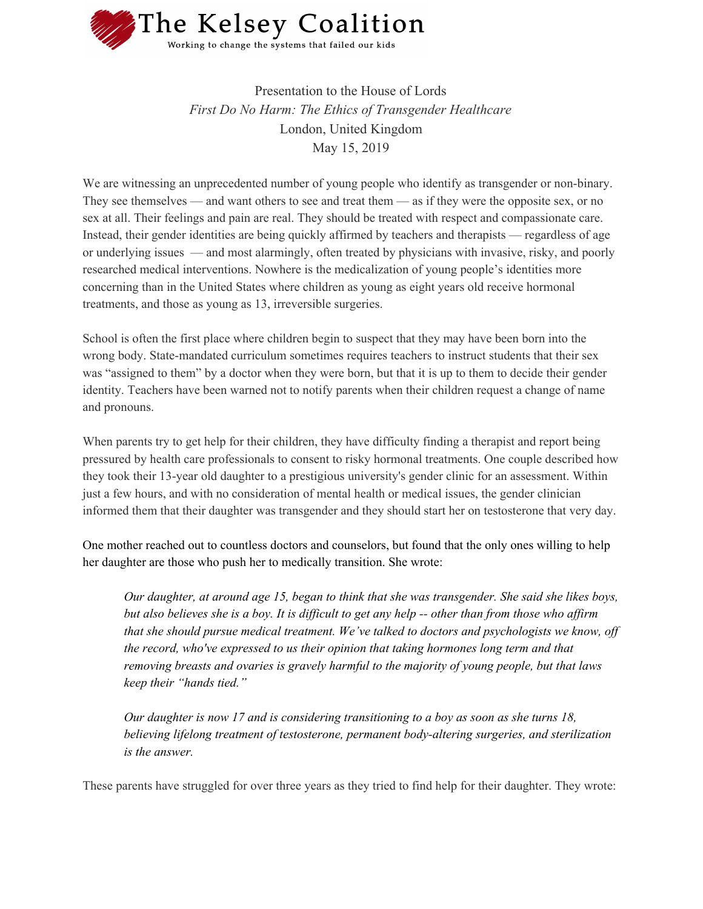The Kelsey Coalition

Working to change the systems that failed our kids

Presentation to the House of Lords
*First Do No Harm: The Ethics of Transgender Healthcare*
London, United Kingdom
May 15, 2019

We are witnessing an unprecedented number of young people who identify as transgender or non-binary. They see themselves — and want others to see and treat them — as if they were the opposite sex, or no sex at all. Their feelings and pain are real. They should be treated with respect and compassionate care. Instead, their gender identities are being quickly affirmed by teachers and therapists — regardless of age or underlying issues — and most alarmingly, often treated by physicians with invasive, risky, and poorly researched medical interventions. Nowhere is the medicalization of young people's identities more concerning than in the United States where children as young as eight years old receive hormonal treatments, and those as young as 13, irreversible surgeries.

School is often the first place where children begin to suspect that they may have been born into the wrong body. State-mandated curriculum sometimes requires teachers to instruct students that their sex was "assigned to them" by a doctor when they were born, but that it is up to them to decide their gender identity. Teachers have been warned not to notify parents when their children request a change of name and pronouns.

When parents try to get help for their children, they have difficulty finding a therapist and report being pressured by health care professionals to consent to risky hormonal treatments. One couple described how they took their 13-year old daughter to a prestigious university's gender clinic for an assessment. Within just a few hours, and with no consideration of mental health or medical issues, the gender clinician informed them that their daughter was transgender and they should start her on testosterone that very day.

One mother reached out to countless doctors and counselors, but found that the only ones willing to help her daughter are those who push her to medically transition. She wrote:

> *Our daughter, at around age 15, began to think that she was transgender. She said she likes boys, but also believes she is a boy. It is difficult to get any help -- other than from those who affirm that she should pursue medical treatment. We've talked to doctors and psychologists we know, off the record, who've expressed to us their opinion that taking hormones long term and that removing breasts and ovaries is gravely harmful to the majority of young people, but that laws keep their "hands tied."*
>
> *Our daughter is now 17 and is considering transitioning to a boy as soon as she turns 18, believing lifelong treatment of testosterone, permanent body-altering surgeries, and sterilization is the answer.*

These parents have struggled for over three years as they tried to find help for their daughter. They wrote: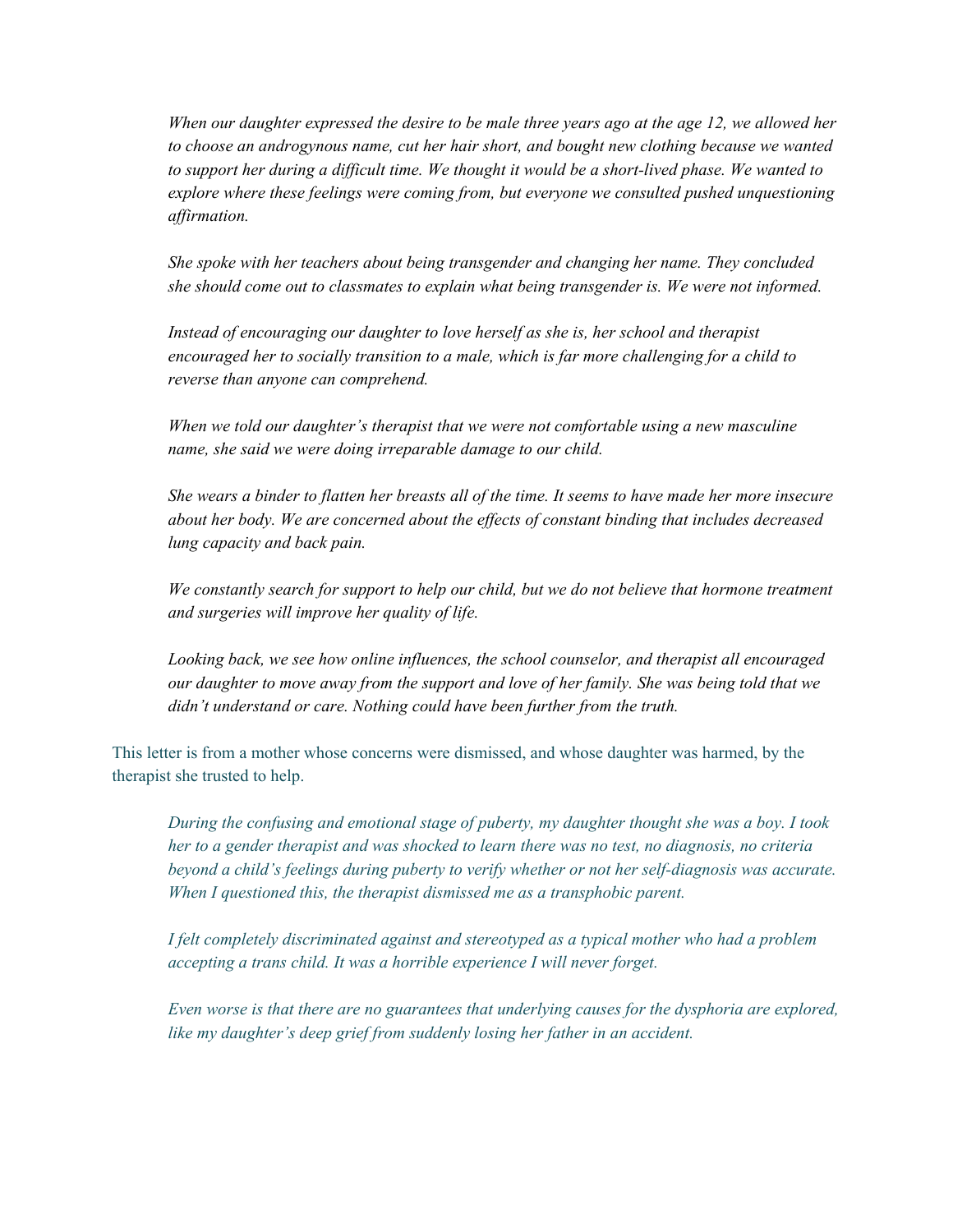*When our daughter expressed the desire to be male three years ago at the age 12, we allowed her to choose an androgynous name, cut her hair short, and bought new clothing because we wanted to support her during a difficult time. We thought it would be a short-lived phase. We wanted to explore where these feelings were coming from, but everyone we consulted pushed unquestioning affirmation.*

*She spoke with her teachers about being transgender and changing her name. They concluded she should come out to classmates to explain what being transgender is. We were not informed.*

*Instead of encouraging our daughter to love herself as she is, her school and therapist encouraged her to socially transition to a male, which is far more challenging for a child to reverse than anyone can comprehend.*

*When we told our daughter's therapist that we were not comfortable using a new masculine name, she said we were doing irreparable damage to our child.*

*She wears a binder to flatten her breasts all of the time. It seems to have made her more insecure about her body. We are concerned about the effects of constant binding that includes decreased lung capacity and back pain.*

*We constantly search for support to help our child, but we do not believe that hormone treatment and surgeries will improve her quality of life.*

*Looking back, we see how online influences, the school counselor, and therapist all encouraged our daughter to move away from the support and love of her family. She was being told that we didn't understand or care. Nothing could have been further from the truth.*

This letter is from a mother whose concerns were dismissed, and whose daughter was harmed, by the therapist she trusted to help.

*During the confusing and emotional stage of puberty, my daughter thought she was a boy. I took her to a gender therapist and was shocked to learn there was no test, no diagnosis, no criteria beyond a child's feelings during puberty to verify whether or not her self-diagnosis was accurate. When I questioned this, the therapist dismissed me as a transphobic parent.*

*I felt completely discriminated against and stereotyped as a typical mother who had a problem accepting a trans child. It was a horrible experience I will never forget.*

*Even worse is that there are no guarantees that underlying causes for the dysphoria are explored, like my daughter's deep grief from suddenly losing her father in an accident.*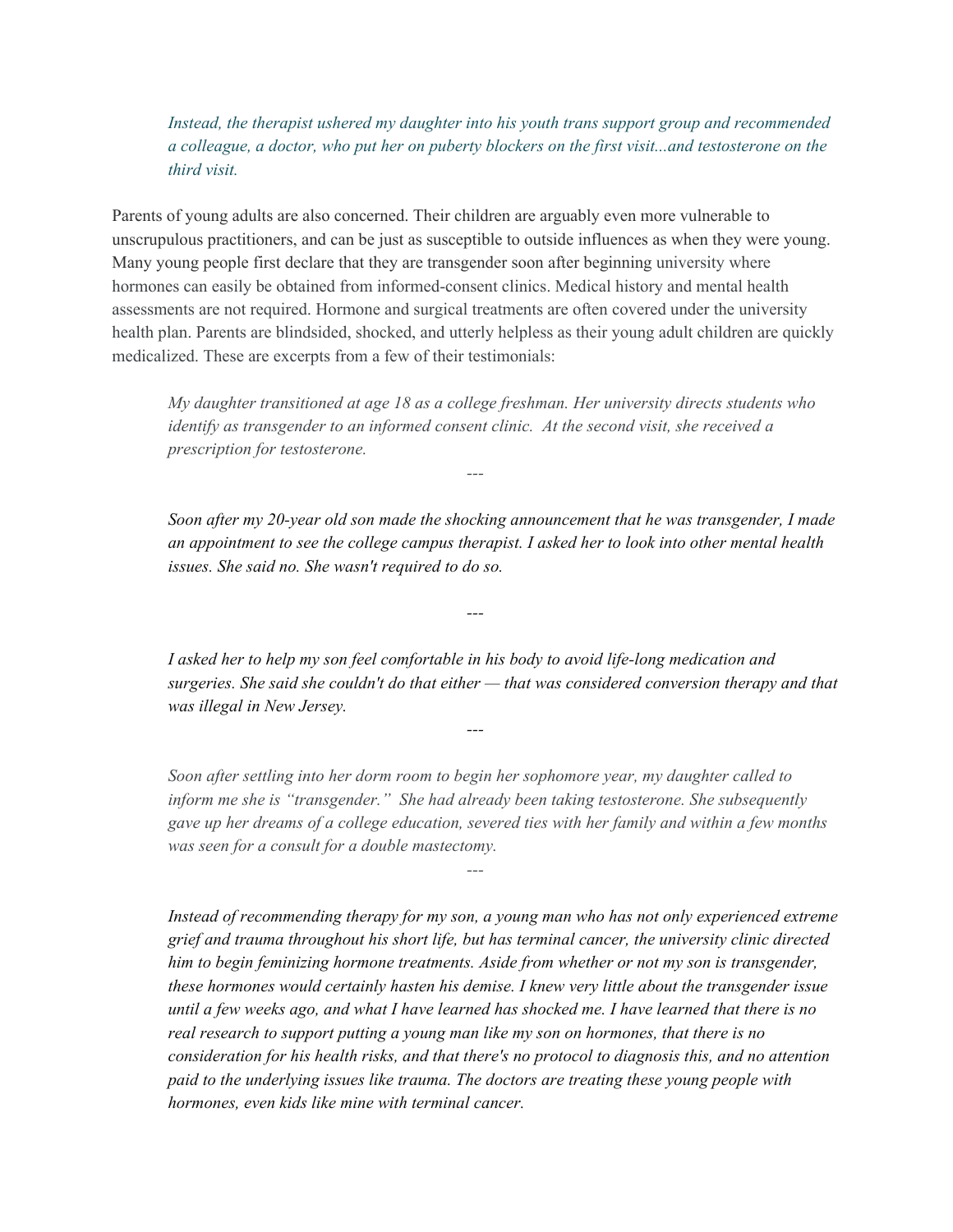> *Instead, the therapist ushered my daughter into his youth trans support group and recommended a colleague, a doctor, who put her on puberty blockers on the first visit...and testosterone on the third visit.*

Parents of young adults are also concerned. Their children are arguably even more vulnerable to unscrupulous practitioners, and can be just as susceptible to outside influences as when they were young. Many young people first declare that they are transgender soon after beginning university where hormones can easily be obtained from informed-consent clinics. Medical history and mental health assessments are not required. Hormone and surgical treatments are often covered under the university health plan. Parents are blindsided, shocked, and utterly helpless as their young adult children are quickly medicalized. These are excerpts from a few of their testimonials:

> *My daughter transitioned at age 18 as a college freshman. Her university directs students who identify as transgender to an informed consent clinic. At the second visit, she received a prescription for testosterone.*
>
> ---
>
> *Soon after my 20-year old son made the shocking announcement that he was transgender, I made an appointment to see the college campus therapist. I asked her to look into other mental health issues. She said no. She wasn't required to do so.*
>
> ---
>
> *I asked her to help my son feel comfortable in his body to avoid life-long medication and surgeries. She said she couldn't do that either — that was considered conversion therapy and that was illegal in New Jersey.*
>
> ---
>
> *Soon after settling into her dorm room to begin her sophomore year, my daughter called to inform me she is "transgender." She had already been taking testosterone. She subsequently gave up her dreams of a college education, severed ties with her family and within a few months was seen for a consult for a double mastectomy.*
>
> ---
>
> *Instead of recommending therapy for my son, a young man who has not only experienced extreme grief and trauma throughout his short life, but has terminal cancer, the university clinic directed him to begin feminizing hormone treatments. Aside from whether or not my son is transgender, these hormones would certainly hasten his demise. I knew very little about the transgender issue until a few weeks ago, and what I have learned has shocked me. I have learned that there is no real research to support putting a young man like my son on hormones, that there is no consideration for his health risks, and that there's no protocol to diagnosis this, and no attention paid to the underlying issues like trauma. The doctors are treating these young people with hormones, even kids like mine with terminal cancer.*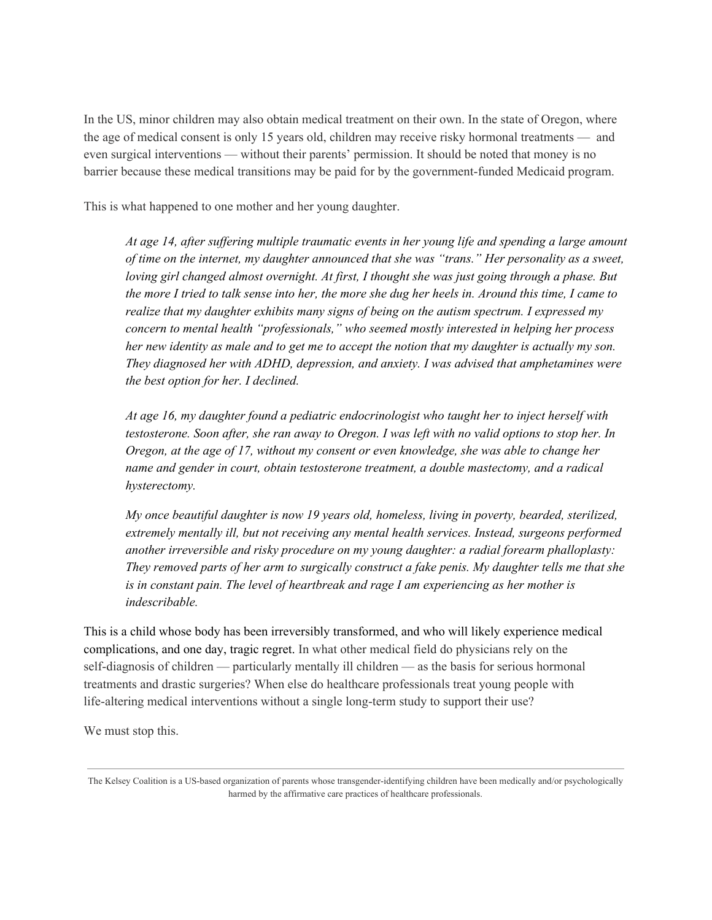In the US, minor children may also obtain medical treatment on their own. In the state of Oregon, where the age of medical consent is only 15 years old, children may receive risky hormonal treatments — and even surgical interventions — without their parents' permission. It should be noted that money is no barrier because these medical transitions may be paid for by the government-funded Medicaid program.

This is what happened to one mother and her young daughter.

> *At age 14, after suffering multiple traumatic events in her young life and spending a large amount of time on the internet, my daughter announced that she was "trans." Her personality as a sweet, loving girl changed almost overnight. At first, I thought she was just going through a phase. But the more I tried to talk sense into her, the more she dug her heels in. Around this time, I came to realize that my daughter exhibits many signs of being on the autism spectrum. I expressed my concern to mental health "professionals," who seemed mostly interested in helping her process her new identity as male and to get me to accept the notion that my daughter is actually my son. They diagnosed her with ADHD, depression, and anxiety. I was advised that amphetamines were the best option for her. I declined.*
>
> *At age 16, my daughter found a pediatric endocrinologist who taught her to inject herself with testosterone. Soon after, she ran away to Oregon. I was left with no valid options to stop her. In Oregon, at the age of 17, without my consent or even knowledge, she was able to change her name and gender in court, obtain testosterone treatment, a double mastectomy, and a radical hysterectomy.*
>
> *My once beautiful daughter is now 19 years old, homeless, living in poverty, bearded, sterilized, extremely mentally ill, but not receiving any mental health services. Instead, surgeons performed another irreversible and risky procedure on my young daughter: a radial forearm phalloplasty: They removed parts of her arm to surgically construct a fake penis. My daughter tells me that she is in constant pain. The level of heartbreak and rage I am experiencing as her mother is indescribable.*

This is a child whose body has been irreversibly transformed, and who will likely experience medical complications, and one day, tragic regret. In what other medical field do physicians rely on the self-diagnosis of children — particularly mentally ill children — as the basis for serious hormonal treatments and drastic surgeries? When else do healthcare professionals treat young people with life-altering medical interventions without a single long-term study to support their use?

We must stop this.

---

The Kelsey Coalition is a US-based organization of parents whose transgender-identifying children have been medically and/or psychologically harmed by the affirmative care practices of healthcare professionals.